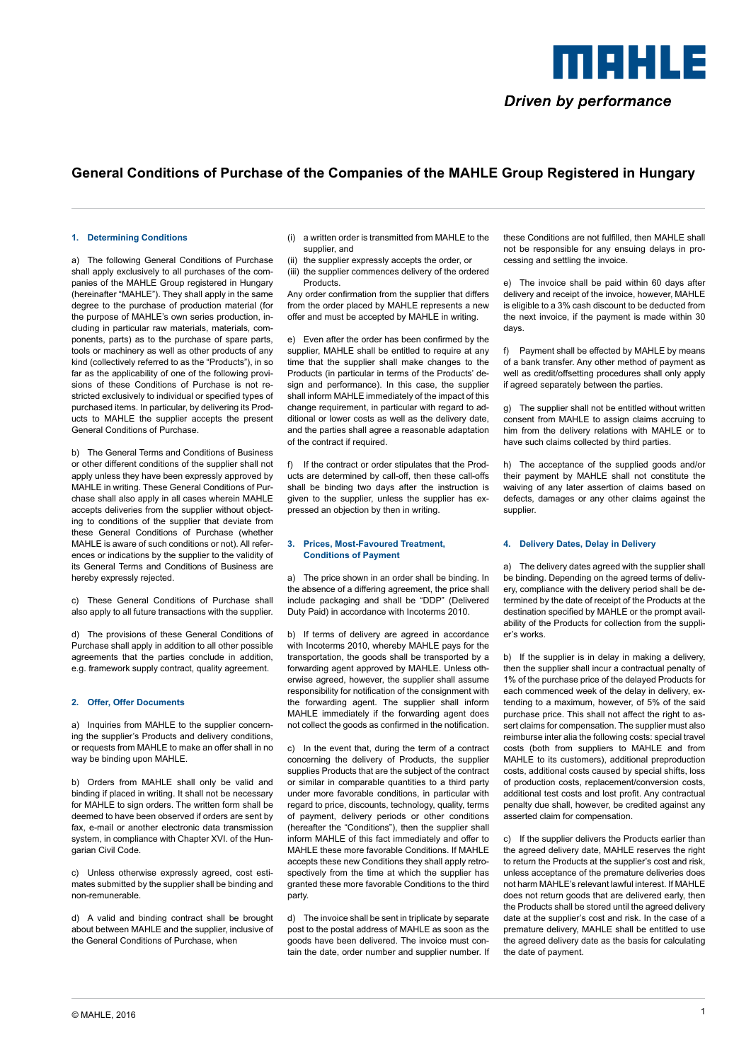MAHLE

*Driven by performance*

# General Conditions of Purchase of the Companies of the MAHLE Group Registered in Hungary

## 1. Determining Conditions

a) The following General Conditions of Purchase shall apply exclusively to all purchases of the companies of the MAHLE Group registered in Hungary (hereinafter "MAHLE"). They shall apply in the same degree to the purchase of production material (for the purpose of MAHLE's own series production, including in particular raw materials, materials, components, parts) as to the purchase of spare parts, tools or machinery as well as other products of any kind (collectively referred to as the "Products"), in so far as the applicability of one of the following provisions of these Conditions of Purchase is not restricted exclusively to individual or specified types of purchased items. In particular, by delivering its Products to MAHLE the supplier accepts the present General Conditions of Purchase.

b) The General Terms and Conditions of Business or other different conditions of the supplier shall not apply unless they have been expressly approved by MAHLE in writing. These General Conditions of Purchase shall also apply in all cases wherein MAHLE accepts deliveries from the supplier without objecting to conditions of the supplier that deviate from these General Conditions of Purchase (whether MAHLE is aware of such conditions or not). All references or indications by the supplier to the validity of its General Terms and Conditions of Business are hereby expressly rejected.

c) These General Conditions of Purchase shall also apply to all future transactions with the supplier.

d) The provisions of these General Conditions of Purchase shall apply in addition to all other possible agreements that the parties conclude in addition, e.g. framework supply contract, quality agreement.

## 2. Offer, Offer Documents

a) Inquiries from MAHLE to the supplier concerning the supplier's Products and delivery conditions, or requests from MAHLE to make an offer shall in no way be binding upon MAHLE.

b) Orders from MAHLE shall only be valid and binding if placed in writing. It shall not be necessary for MAHLE to sign orders. The written form shall be deemed to have been observed if orders are sent by fax, e-mail or another electronic data transmission system, in compliance with Chapter XVI. of the Hungarian Civil Code.

c) Unless otherwise expressly agreed, cost estimates submitted by the supplier shall be binding and non-remunerable.

d) A valid and binding contract shall be brought about between MAHLE and the supplier, inclusive of the General Conditions of Purchase, when

(i) a written order is transmitted from MAHLE to the supplier, and

(ii) the supplier expressly accepts the order, or

(iii) the supplier commences delivery of the ordered Products.

Any order confirmation from the supplier that differs from the order placed by MAHLE represents a new offer and must be accepted by MAHLE in writing.

e) Even after the order has been confirmed by the supplier, MAHLE shall be entitled to require at any time that the supplier shall make changes to the Products (in particular in terms of the Products' design and performance). In this case, the supplier shall inform MAHLE immediately of the impact of this change requirement, in particular with regard to additional or lower costs as well as the delivery date, and the parties shall agree a reasonable adaptation of the contract if required.

f) If the contract or order stipulates that the Products are determined by call-off, then these call-offs shall be binding two days after the instruction is given to the supplier, unless the supplier has expressed an objection by then in writing.

## 3. Prices, Most-Favoured Treatment, Conditions of Payment

a) The price shown in an order shall be binding. In the absence of a differing agreement, the price shall include packaging and shall be "DDP" (Delivered Duty Paid) in accordance with Incoterms 2010.

b) If terms of delivery are agreed in accordance with Incoterms 2010, whereby MAHLE pays for the transportation, the goods shall be transported by a forwarding agent approved by MAHLE. Unless otherwise agreed, however, the supplier shall assume responsibility for notification of the consignment with the forwarding agent. The supplier shall inform MAHLE immediately if the forwarding agent does not collect the goods as confirmed in the notification.

c) In the event that, during the term of a contract concerning the delivery of Products, the supplier supplies Products that are the subject of the contract or similar in comparable quantities to a third party under more favorable conditions, in particular with regard to price, discounts, technology, quality, terms of payment, delivery periods or other conditions (hereafter the "Conditions"), then the supplier shall inform MAHLE of this fact immediately and offer to MAHLE these more favorable Conditions. If MAHLE accepts these new Conditions they shall apply retrospectively from the time at which the supplier has granted these more favorable Conditions to the third party.

d) The invoice shall be sent in triplicate by separate post to the postal address of MAHLE as soon as the goods have been delivered. The invoice must contain the date, order number and supplier number. If these Conditions are not fulfilled, then MAHLE shall not be responsible for any ensuing delays in processing and settling the invoice.

e) The invoice shall be paid within 60 days after delivery and receipt of the invoice, however, MAHLE is eligible to a 3% cash discount to be deducted from the next invoice, if the payment is made within 30 days.

f) Payment shall be effected by MAHLE by means of a bank transfer. Any other method of payment as well as credit/offsetting procedures shall only apply if agreed separately between the parties.

g) The supplier shall not be entitled without written consent from MAHLE to assign claims accruing to him from the delivery relations with MAHLE or to have such claims collected by third parties.

h) The acceptance of the supplied goods and/or their payment by MAHLE shall not constitute the waiving of any later assertion of claims based on defects, damages or any other claims against the supplier.

## 4. Delivery Dates, Delay in Delivery

a) The delivery dates agreed with the supplier shall be binding. Depending on the agreed terms of delivery, compliance with the delivery period shall be determined by the date of receipt of the Products at the destination specified by MAHLE or the prompt availability of the Products for collection from the supplier's works.

b) If the supplier is in delay in making a delivery, then the supplier shall incur a contractual penalty of 1% of the purchase price of the delayed Products for each commenced week of the delay in delivery, extending to a maximum, however, of 5% of the said purchase price. This shall not affect the right to assert claims for compensation. The supplier must also reimburse inter alia the following costs: special travel costs (both from suppliers to MAHLE and from MAHLE to its customers), additional preproduction costs, additional costs caused by special shifts, loss of production costs, replacement/conversion costs, additional test costs and lost profit. Any contractual penalty due shall, however, be credited against any asserted claim for compensation.

c) If the supplier delivers the Products earlier than the agreed delivery date, MAHLE reserves the right to return the Products at the supplier's cost and risk, unless acceptance of the premature deliveries does not harm MAHLE's relevant lawful interest. If MAHLE does not return goods that are delivered early, then the Products shall be stored until the agreed delivery date at the supplier's cost and risk. In the case of a premature delivery, MAHLE shall be entitled to use the agreed delivery date as the basis for calculating the date of payment.

© MAHLE, 2016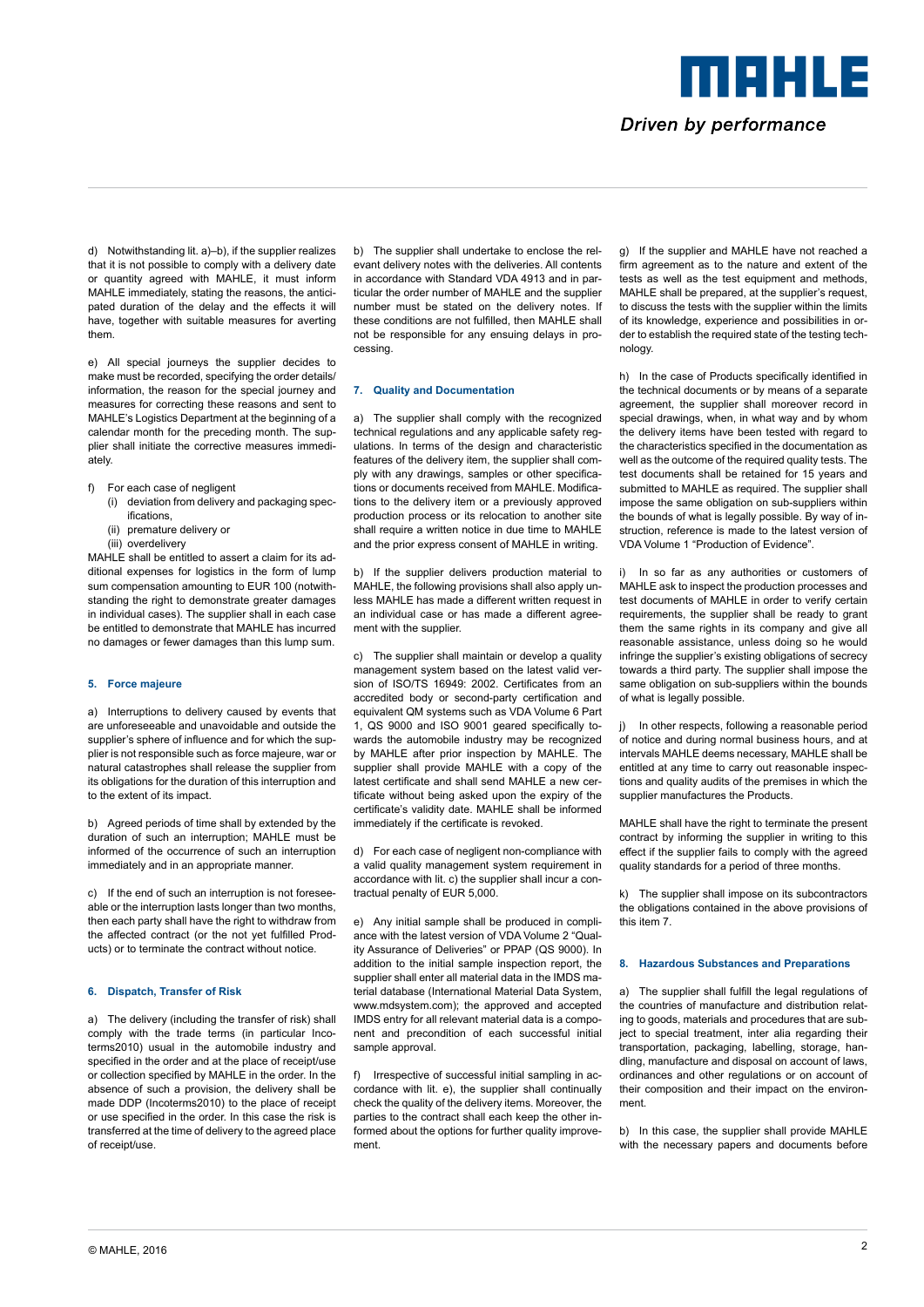d) Notwithstanding lit. a)–b), if the supplier realizes that it is not possible to comply with a delivery date or quantity agreed with MAHLE, it must inform MAHLE immediately, stating the reasons, the anticipated duration of the delay and the effects it will have, together with suitable measures for averting them.

e) All special journeys the supplier decides to make must be recorded, specifying the order details/information, the reason for the special journey and measures for correcting these reasons and sent to MAHLE's Logistics Department at the beginning of a calendar month for the preceding month. The supplier shall initiate the corrective measures immediately.

f) For each case of negligent
   (i) deviation from delivery and packaging specifications,
   (ii) premature delivery or
   (iii) overdelivery

MAHLE shall be entitled to assert a claim for its additional expenses for logistics in the form of lump sum compensation amounting to EUR 100 (notwithstanding the right to demonstrate greater damages in individual cases). The supplier shall in each case be entitled to demonstrate that MAHLE has incurred no damages or fewer damages than this lump sum.

## 5. Force majeure

a) Interruptions to delivery caused by events that are unforeseeable and unavoidable and outside the supplier's sphere of influence and for which the supplier is not responsible such as force majeure, war or natural catastrophes shall release the supplier from its obligations for the duration of this interruption and to the extent of its impact.

b) Agreed periods of time shall by extended by the duration of such an interruption; MAHLE must be informed of the occurrence of such an interruption immediately and in an appropriate manner.

c) If the end of such an interruption is not foreseeable or the interruption lasts longer than two months, then each party shall have the right to withdraw from the affected contract (or the not yet fulfilled Products) or to terminate the contract without notice.

## 6. Dispatch, Transfer of Risk

a) The delivery (including the transfer of risk) shall comply with the trade terms (in particular Incoterms2010) usual in the automobile industry and specified in the order and at the place of receipt/use or collection specified by MAHLE in the order. In the absence of such a provision, the delivery shall be made DDP (Incoterms2010) to the place of receipt or use specified in the order. In this case the risk is transferred at the time of delivery to the agreed place of receipt/use.

b) The supplier shall undertake to enclose the relevant delivery notes with the deliveries. All contents in accordance with Standard VDA 4913 and in particular the order number of MAHLE and the supplier number must be stated on the delivery notes. If these conditions are not fulfilled, then MAHLE shall not be responsible for any ensuing delays in processing.

## 7. Quality and Documentation

a) The supplier shall comply with the recognized technical regulations and any applicable safety regulations. In terms of the design and characteristic features of the delivery item, the supplier shall comply with any drawings, samples or other specifications or documents received from MAHLE. Modifications to the delivery item or a previously approved production process or its relocation to another site shall require a written notice in due time to MAHLE and the prior express consent of MAHLE in writing.

b) If the supplier delivers production material to MAHLE, the following provisions shall also apply unless MAHLE has made a different written request in an individual case or has made a different agreement with the supplier.

c) The supplier shall maintain or develop a quality management system based on the latest valid version of ISO/TS 16949: 2002. Certificates from an accredited body or second-party certification and equivalent QM systems such as VDA Volume 6 Part 1, QS 9000 and ISO 9001 geared specifically towards the automobile industry may be recognized by MAHLE after prior inspection by MAHLE. The supplier shall provide MAHLE with a copy of the latest certificate and shall send MAHLE a new certificate without being asked upon the expiry of the certificate's validity date. MAHLE shall be informed immediately if the certificate is revoked.

d) For each case of negligent non-compliance with a valid quality management system requirement in accordance with lit. c) the supplier shall incur a contractual penalty of EUR 5,000.

e) Any initial sample shall be produced in compliance with the latest version of VDA Volume 2 "Quality Assurance of Deliveries" or PPAP (QS 9000). In addition to the initial sample inspection report, the supplier shall enter all material data in the IMDS material database (International Material Data System, www.mdsystem.com); the approved and accepted IMDS entry for all relevant material data is a component and precondition of each successful initial sample approval.

f) Irrespective of successful initial sampling in accordance with lit. e), the supplier shall continually check the quality of the delivery items. Moreover, the parties to the contract shall each keep the other informed about the options for further quality improvement.

g) If the supplier and MAHLE have not reached a firm agreement as to the nature and extent of the tests as well as the test equipment and methods, MAHLE shall be prepared, at the supplier's request, to discuss the tests with the supplier within the limits of its knowledge, experience and possibilities in order to establish the required state of the testing technology.

h) In the case of Products specifically identified in the technical documents or by means of a separate agreement, the supplier shall moreover record in special drawings, when, in what way and by whom the delivery items have been tested with regard to the characteristics specified in the documentation as well as the outcome of the required quality tests. The test documents shall be retained for 15 years and submitted to MAHLE as required. The supplier shall impose the same obligation on sub-suppliers within the bounds of what is legally possible. By way of instruction, reference is made to the latest version of VDA Volume 1 "Production of Evidence".

i) In so far as any authorities or customers of MAHLE ask to inspect the production processes and test documents of MAHLE in order to verify certain requirements, the supplier shall be ready to grant them the same rights in its company and give all reasonable assistance, unless doing so he would infringe the supplier's existing obligations of secrecy towards a third party. The supplier shall impose the same obligation on sub-suppliers within the bounds of what is legally possible.

j) In other respects, following a reasonable period of notice and during normal business hours, and at intervals MAHLE deems necessary, MAHLE shall be entitled at any time to carry out reasonable inspections and quality audits of the premises in which the supplier manufactures the Products.

MAHLE shall have the right to terminate the present contract by informing the supplier in writing to this effect if the supplier fails to comply with the agreed quality standards for a period of three months.

k) The supplier shall impose on its subcontractors the obligations contained in the above provisions of this item 7.

## 8. Hazardous Substances and Preparations

a) The supplier shall fulfill the legal regulations of the countries of manufacture and distribution relating to goods, materials and procedures that are subject to special treatment, inter alia regarding their transportation, packaging, labelling, storage, handling, manufacture and disposal on account of laws, ordinances and other regulations or on account of their composition and their impact on the environment.

b) In this case, the supplier shall provide MAHLE with the necessary papers and documents before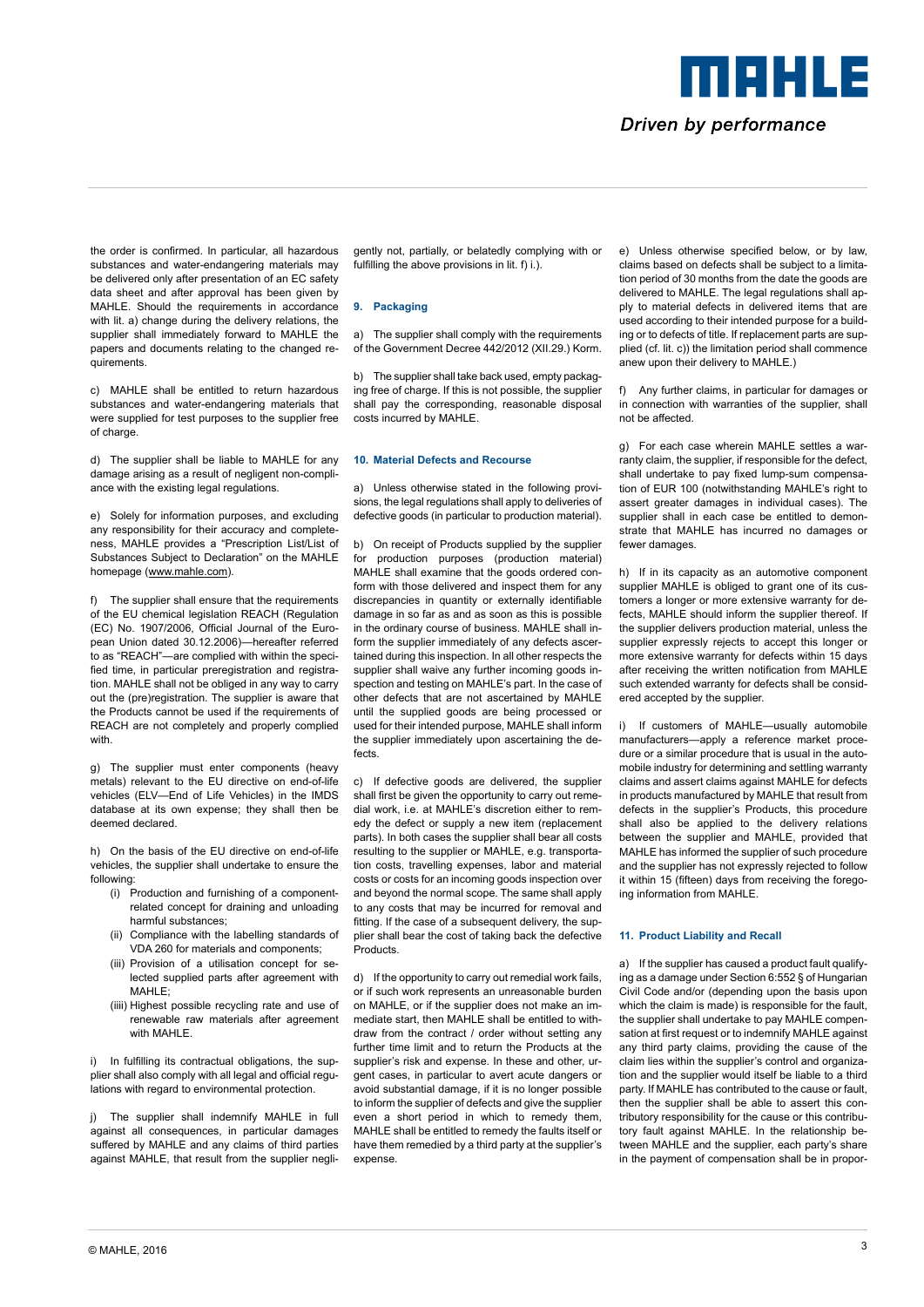the order is confirmed. In particular, all hazardous substances and water-endangering materials may be delivered only after presentation of an EC safety data sheet and after approval has been given by MAHLE. Should the requirements in accordance with lit. a) change during the delivery relations, the supplier shall immediately forward to MAHLE the papers and documents relating to the changed requirements.

c) MAHLE shall be entitled to return hazardous substances and water-endangering materials that were supplied for test purposes to the supplier free of charge.

d) The supplier shall be liable to MAHLE for any damage arising as a result of negligent non-compliance with the existing legal regulations.

e) Solely for information purposes, and excluding any responsibility for their accuracy and completeness, MAHLE provides a "Prescription List/List of Substances Subject to Declaration" on the MAHLE homepage (www.mahle.com).

f) The supplier shall ensure that the requirements of the EU chemical legislation REACH (Regulation (EC) No. 1907/2006, Official Journal of the European Union dated 30.12.2006)—hereafter referred to as "REACH"—are complied with within the specified time, in particular preregistration and registration. MAHLE shall not be obliged in any way to carry out the (pre)registration. The supplier is aware that the Products cannot be used if the requirements of REACH are not completely and properly complied with.

g) The supplier must enter components (heavy metals) relevant to the EU directive on end-of-life vehicles (ELV—End of Life Vehicles) in the IMDS database at its own expense; they shall then be deemed declared.

h) On the basis of the EU directive on end-of-life vehicles, the supplier shall undertake to ensure the following:

- (i) Production and furnishing of a component-related concept for draining and unloading harmful substances;
- (ii) Compliance with the labelling standards of VDA 260 for materials and components;
- (iii) Provision of a utilisation concept for selected supplied parts after agreement with MAHLE;
- (iiii) Highest possible recycling rate and use of renewable raw materials after agreement with MAHLE.

i) In fulfilling its contractual obligations, the supplier shall also comply with all legal and official regulations with regard to environmental protection.

j) The supplier shall indemnify MAHLE in full against all consequences, in particular damages suffered by MAHLE and any claims of third parties against MAHLE, that result from the supplier negligently not, partially, or belatedly complying with or fulfilling the above provisions in lit. f) i.).

## 9. Packaging

a) The supplier shall comply with the requirements of the Government Decree 442/2012 (XII.29.) Korm.

b) The supplier shall take back used, empty packaging free of charge. If this is not possible, the supplier shall pay the corresponding, reasonable disposal costs incurred by MAHLE.

## 10. Material Defects and Recourse

a) Unless otherwise stated in the following provisions, the legal regulations shall apply to deliveries of defective goods (in particular to production material).

b) On receipt of Products supplied by the supplier for production purposes (production material) MAHLE shall examine that the goods ordered conform with those delivered and inspect them for any discrepancies in quantity or externally identifiable damage in so far as and as soon as this is possible in the ordinary course of business. MAHLE shall inform the supplier immediately of any defects ascertained during this inspection. In all other respects the supplier shall waive any further incoming goods inspection and testing on MAHLE's part. In the case of other defects that are not ascertained by MAHLE until the supplied goods are being processed or used for their intended purpose, MAHLE shall inform the supplier immediately upon ascertaining the defects.

c) If defective goods are delivered, the supplier shall first be given the opportunity to carry out remedial work, i.e. at MAHLE's discretion either to remedy the defect or supply a new item (replacement parts). In both cases the supplier shall bear all costs resulting to the supplier or MAHLE, e.g. transportation costs, travelling expenses, labor and material costs or costs for an incoming goods inspection over and beyond the normal scope. The same shall apply to any costs that may be incurred for removal and fitting. If the case of a subsequent delivery, the supplier shall bear the cost of taking back the defective Products.

d) If the opportunity to carry out remedial work fails, or if such work represents an unreasonable burden on MAHLE, or if the supplier does not make an immediate start, then MAHLE shall be entitled to withdraw from the contract / order without setting any further time limit and to return the Products at the supplier's risk and expense. In these and other, urgent cases, in particular to avert acute dangers or avoid substantial damage, if it is no longer possible to inform the supplier of defects and give the supplier even a short period in which to remedy them, MAHLE shall be entitled to remedy the faults itself or have them remedied by a third party at the supplier's expense.

e) Unless otherwise specified below, or by law, claims based on defects shall be subject to a limitation period of 30 months from the date the goods are delivered to MAHLE. The legal regulations shall apply to material defects in delivered items that are used according to their intended purpose for a building or to defects of title. If replacement parts are supplied (cf. lit. c)) the limitation period shall commence anew upon their delivery to MAHLE.)

f) Any further claims, in particular for damages or in connection with warranties of the supplier, shall not be affected.

g) For each case wherein MAHLE settles a warranty claim, the supplier, if responsible for the defect, shall undertake to pay fixed lump-sum compensation of EUR 100 (notwithstanding MAHLE's right to assert greater damages in individual cases). The supplier shall in each case be entitled to demonstrate that MAHLE has incurred no damages or fewer damages.

h) If in its capacity as an automotive component supplier MAHLE is obliged to grant one of its customers a longer or more extensive warranty for defects, MAHLE should inform the supplier thereof. If the supplier delivers production material, unless the supplier expressly rejects to accept this longer or more extensive warranty for defects within 15 days after receiving the written notification from MAHLE such extended warranty for defects shall be considered accepted by the supplier.

i) If customers of MAHLE—usually automobile manufacturers—apply a reference market procedure or a similar procedure that is usual in the automobile industry for determining and settling warranty claims and assert claims against MAHLE for defects in products manufactured by MAHLE that result from defects in the supplier's Products, this procedure shall also be applied to the delivery relations between the supplier and MAHLE, provided that MAHLE has informed the supplier of such procedure and the supplier has not expressly rejected to follow it within 15 (fifteen) days from receiving the foregoing information from MAHLE.

## 11. Product Liability and Recall

a) If the supplier has caused a product fault qualifying as a damage under Section 6:552 § of Hungarian Civil Code and/or (depending upon the basis upon which the claim is made) is responsible for the fault, the supplier shall undertake to pay MAHLE compensation at first request or to indemnify MAHLE against any third party claims, providing the cause of the claim lies within the supplier's control and organization and the supplier would itself be liable to a third party. If MAHLE has contributed to the cause or fault, then the supplier shall be able to assert this contributory responsibility for the cause or this contributory fault against MAHLE. In the relationship between MAHLE and the supplier, each party's share in the payment of compensation shall be in propor-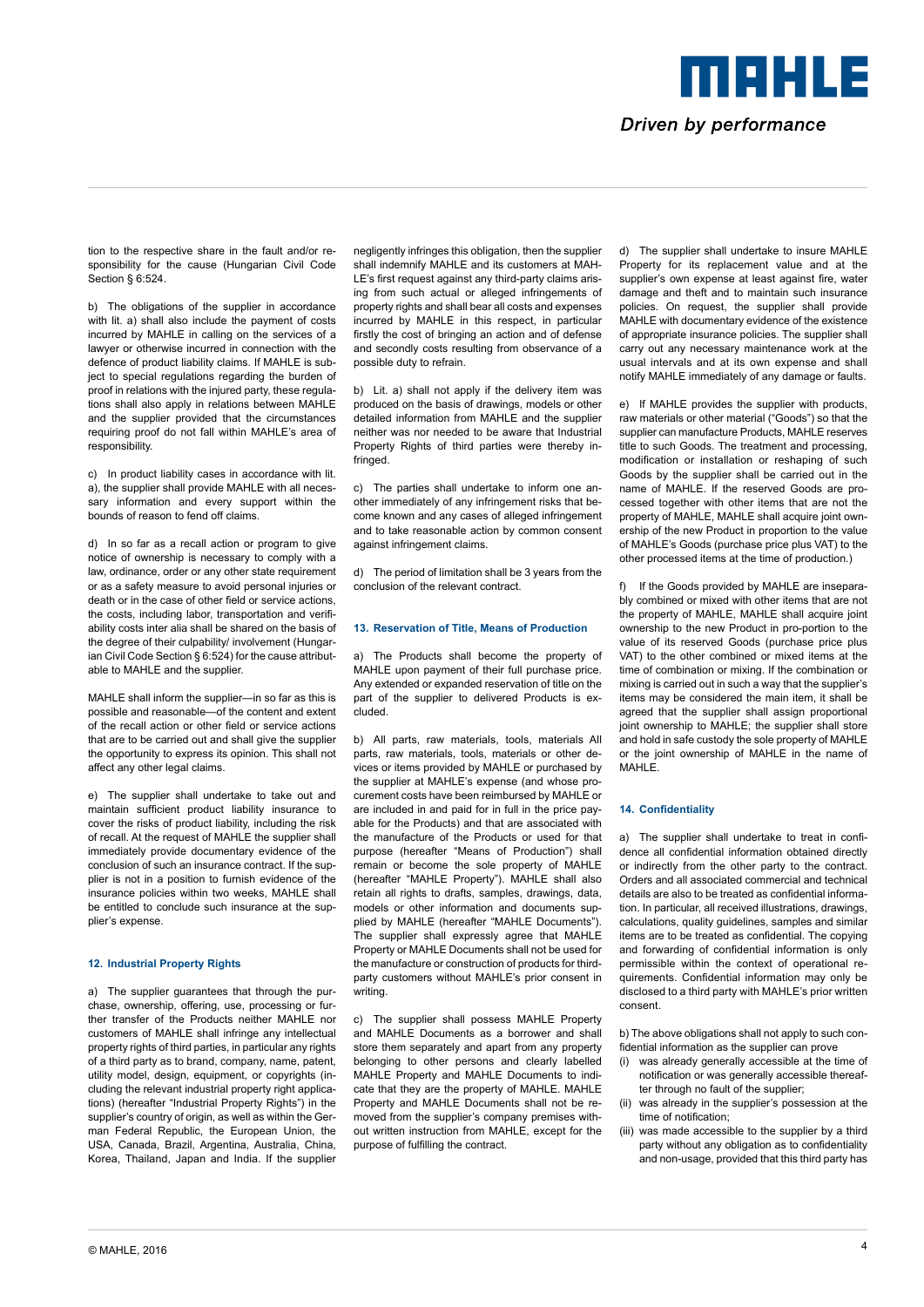tion to the respective share in the fault and/or responsibility for the cause (Hungarian Civil Code Section § 6:524.

b) The obligations of the supplier in accordance with lit. a) shall also include the payment of costs incurred by MAHLE in calling on the services of a lawyer or otherwise incurred in connection with the defence of product liability claims. If MAHLE is subject to special regulations regarding the burden of proof in relations with the injured party, these regulations shall also apply in relations between MAHLE and the supplier provided that the circumstances requiring proof do not fall within MAHLE's area of responsibility.

c) In product liability cases in accordance with lit. a), the supplier shall provide MAHLE with all necessary information and every support within the bounds of reason to fend off claims.

d) In so far as a recall action or program to give notice of ownership is necessary to comply with a law, ordinance, order or any other state requirement or as a safety measure to avoid personal injuries or death or in the case of other field or service actions, the costs, including labor, transportation and verifiability costs inter alia shall be shared on the basis of the degree of their culpability/ involvement (Hungarian Civil Code Section § 6:524) for the cause attributable to MAHLE and the supplier.

MAHLE shall inform the supplier—in so far as this is possible and reasonable—of the content and extent of the recall action or other field or service actions that are to be carried out and shall give the supplier the opportunity to express its opinion. This shall not affect any other legal claims.

e) The supplier shall undertake to take out and maintain sufficient product liability insurance to cover the risks of product liability, including the risk of recall. At the request of MAHLE the supplier shall immediately provide documentary evidence of the conclusion of such an insurance contract. If the supplier is not in a position to furnish evidence of the insurance policies within two weeks, MAHLE shall be entitled to conclude such insurance at the supplier's expense.

## 12. Industrial Property Rights

a) The supplier guarantees that through the purchase, ownership, offering, use, processing or further transfer of the Products neither MAHLE nor customers of MAHLE shall infringe any intellectual property rights of third parties, in particular any rights of a third party as to brand, company, name, patent, utility model, design, equipment, or copyrights (including the relevant industrial property right applications) (hereafter "Industrial Property Rights") in the supplier's country of origin, as well as within the German Federal Republic, the European Union, the USA, Canada, Brazil, Argentina, Australia, China, Korea, Thailand, Japan and India. If the supplier negligently infringes this obligation, then the supplier shall indemnify MAHLE and its customers at MAHLE's first request against any third-party claims arising from such actual or alleged infringements of property rights and shall bear all costs and expenses incurred by MAHLE in this respect, in particular firstly the cost of bringing an action and of defense and secondly costs resulting from observance of a possible duty to refrain.

b) Lit. a) shall not apply if the delivery item was produced on the basis of drawings, models or other detailed information from MAHLE and the supplier neither was nor needed to be aware that Industrial Property Rights of third parties were thereby infringed.

c) The parties shall undertake to inform one another immediately of any infringement risks that become known and any cases of alleged infringement and to take reasonable action by common consent against infringement claims.

d) The period of limitation shall be 3 years from the conclusion of the relevant contract.

## 13. Reservation of Title, Means of Production

a) The Products shall become the property of MAHLE upon payment of their full purchase price. Any extended or expanded reservation of title on the part of the supplier to delivered Products is excluded.

b) All parts, raw materials, tools, materials All parts, raw materials, tools, materials or other devices or items provided by MAHLE or purchased by the supplier at MAHLE's expense (and whose procurement costs have been reimbursed by MAHLE or are included in and paid for in full in the price payable for the Products) and that are associated with the manufacture of the Products or used for that purpose (hereafter "Means of Production") shall remain or become the sole property of MAHLE (hereafter "MAHLE Property"). MAHLE shall also retain all rights to drafts, samples, drawings, data, models or other information and documents supplied by MAHLE (hereafter "MAHLE Documents"). The supplier shall expressly agree that MAHLE Property or MAHLE Documents shall not be used for the manufacture or construction of products for third-party customers without MAHLE's prior consent in writing.

c) The supplier shall possess MAHLE Property and MAHLE Documents as a borrower and shall store them separately and apart from any property belonging to other persons and clearly labelled MAHLE Property and MAHLE Documents to indicate that they are the property of MAHLE. MAHLE Property and MAHLE Documents shall not be removed from the supplier's company premises without written instruction from MAHLE, except for the purpose of fulfilling the contract.

d) The supplier shall undertake to insure MAHLE Property for its replacement value and at the supplier's own expense at least against fire, water damage and theft and to maintain such insurance policies. On request, the supplier shall provide MAHLE with documentary evidence of the existence of appropriate insurance policies. The supplier shall carry out any necessary maintenance work at the usual intervals and at its own expense and shall notify MAHLE immediately of any damage or faults.

e) If MAHLE provides the supplier with products, raw materials or other material ("Goods") so that the supplier can manufacture Products, MAHLE reserves title to such Goods. The treatment and processing, modification or installation or reshaping of such Goods by the supplier shall be carried out in the name of MAHLE. If the reserved Goods are processed together with other items that are not the property of MAHLE, MAHLE shall acquire joint ownership of the new Product in proportion to the value of MAHLE's Goods (purchase price plus VAT) to the other processed items at the time of production.)

f) If the Goods provided by MAHLE are inseparably combined or mixed with other items that are not the property of MAHLE, MAHLE shall acquire joint ownership to the new Product in pro-portion to the value of its reserved Goods (purchase price plus VAT) to the other combined or mixed items at the time of combination or mixing. If the combination or mixing is carried out in such a way that the supplier's items may be considered the main item, it shall be agreed that the supplier shall assign proportional joint ownership to MAHLE; the supplier shall store and hold in safe custody the sole property of MAHLE or the joint ownership of MAHLE in the name of MAHLE.

## 14. Confidentiality

a) The supplier shall undertake to treat in confidence all confidential information obtained directly or indirectly from the other party to the contract. Orders and all associated commercial and technical details are also to be treated as confidential information. In particular, all received illustrations, drawings, calculations, quality guidelines, samples and similar items are to be treated as confidential. The copying and forwarding of confidential information is only permissible within the context of operational requirements. Confidential information may only be disclosed to a third party with MAHLE's prior written consent.

b) The above obligations shall not apply to such confidential information as the supplier can prove

(i) was already generally accessible at the time of notification or was generally accessible thereafter through no fault of the supplier;
(ii) was already in the supplier's possession at the time of notification;
(iii) was made accessible to the supplier by a third party without any obligation as to confidentiality and non-usage, provided that this third party has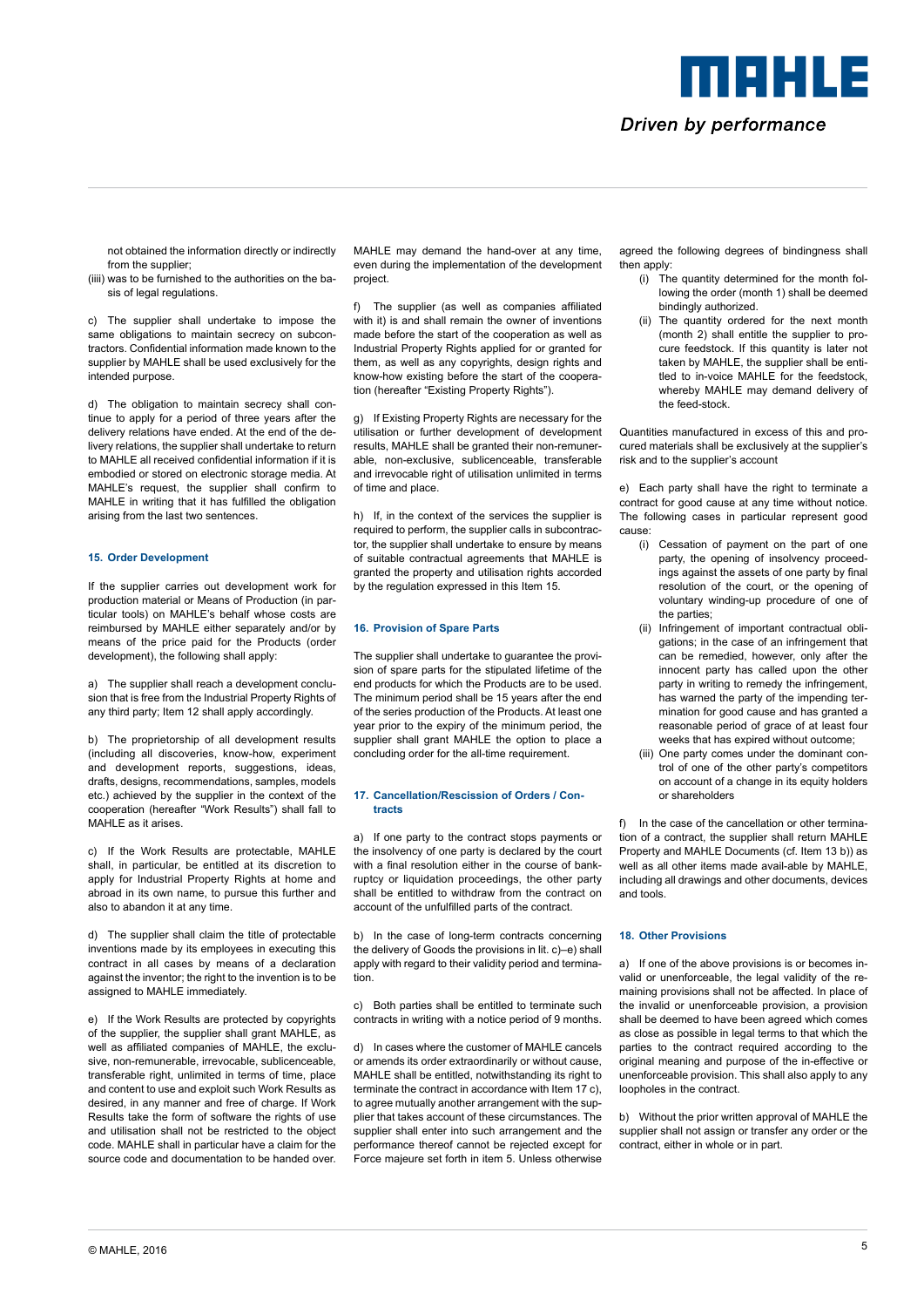not obtained the information directly or indirectly from the supplier;

(iiii) was to be furnished to the authorities on the basis of legal regulations.

c) The supplier shall undertake to impose the same obligations to maintain secrecy on subcontractors. Confidential information made known to the supplier by MAHLE shall be used exclusively for the intended purpose.

d) The obligation to maintain secrecy shall continue to apply for a period of three years after the delivery relations have ended. At the end of the delivery relations, the supplier shall undertake to return to MAHLE all received confidential information if it is embodied or stored on electronic storage media. At MAHLE's request, the supplier shall confirm to MAHLE in writing that it has fulfilled the obligation arising from the last two sentences.

## 15. Order Development

If the supplier carries out development work for production material or Means of Production (in particular tools) on MAHLE's behalf whose costs are reimbursed by MAHLE either separately and/or by means of the price paid for the Products (order development), the following shall apply:

a) The supplier shall reach a development conclusion that is free from the Industrial Property Rights of any third party; Item 12 shall apply accordingly.

b) The proprietorship of all development results (including all discoveries, know-how, experiment and development reports, suggestions, ideas, drafts, designs, recommendations, samples, models etc.) achieved by the supplier in the context of the cooperation (hereafter "Work Results") shall fall to MAHLE as it arises.

c) If the Work Results are protectable, MAHLE shall, in particular, be entitled at its discretion to apply for Industrial Property Rights at home and abroad in its own name, to pursue this further and also to abandon it at any time.

d) The supplier shall claim the title of protectable inventions made by its employees in executing this contract in all cases by means of a declaration against the inventor; the right to the invention is to be assigned to MAHLE immediately.

e) If the Work Results are protected by copyrights of the supplier, the supplier shall grant MAHLE, as well as affiliated companies of MAHLE, the exclusive, non-remunerable, irrevocable, sublicenceable, transferable right, unlimited in terms of time, place and content to use and exploit such Work Results as desired, in any manner and free of charge. If Work Results take the form of software the rights of use and utilisation shall not be restricted to the object code. MAHLE shall in particular have a claim for the source code and documentation to be handed over. MAHLE may demand the hand-over at any time, even during the implementation of the development project.

f) The supplier (as well as companies affiliated with it) is and shall remain the owner of inventions made before the start of the cooperation as well as Industrial Property Rights applied for or granted for them, as well as any copyrights, design rights and know-how existing before the start of the cooperation (hereafter "Existing Property Rights").

g) If Existing Property Rights are necessary for the utilisation or further development of development results, MAHLE shall be granted their non-remunerable, non-exclusive, sublicenceable, transferable and irrevocable right of utilisation unlimited in terms of time and place.

h) If, in the context of the services the supplier is required to perform, the supplier calls in subcontractor, the supplier shall undertake to ensure by means of suitable contractual agreements that MAHLE is granted the property and utilisation rights accorded by the regulation expressed in this Item 15.

## 16. Provision of Spare Parts

The supplier shall undertake to guarantee the provision of spare parts for the stipulated lifetime of the end products for which the Products are to be used. The minimum period shall be 15 years after the end of the series production of the Products. At least one year prior to the expiry of the minimum period, the supplier shall grant MAHLE the option to place a concluding order for the all-time requirement.

## 17. Cancellation/Rescission of Orders / Contracts

a) If one party to the contract stops payments or the insolvency of one party is declared by the court with a final resolution either in the course of bankruptcy or liquidation proceedings, the other party shall be entitled to withdraw from the contract on account of the unfulfilled parts of the contract.

b) In the case of long-term contracts concerning the delivery of Goods the provisions in lit. c)–e) shall apply with regard to their validity period and termination.

c) Both parties shall be entitled to terminate such contracts in writing with a notice period of 9 months.

d) In cases where the customer of MAHLE cancels or amends its order extraordinarily or without cause, MAHLE shall be entitled, notwithstanding its right to terminate the contract in accordance with Item 17 c), to agree mutually another arrangement with the supplier that takes account of these circumstances. The supplier shall enter into such arrangement and the performance thereof cannot be rejected except for Force majeure set forth in item 5. Unless otherwise agreed the following degrees of bindingness shall then apply:

- (i) The quantity determined for the month following the order (month 1) shall be deemed bindingly authorized.
- (ii) The quantity ordered for the next month (month 2) shall entitle the supplier to procure feedstock. If this quantity is later not taken by MAHLE, the supplier shall be entitled to in-voice MAHLE for the feedstock, whereby MAHLE may demand delivery of the feed-stock.

Quantities manufactured in excess of this and procured materials shall be exclusively at the supplier's risk and to the supplier's account

e) Each party shall have the right to terminate a contract for good cause at any time without notice. The following cases in particular represent good cause:

- (i) Cessation of payment on the part of one party, the opening of insolvency proceedings against the assets of one party by final resolution of the court, or the opening of voluntary winding-up procedure of one of the parties;
- (ii) Infringement of important contractual obligations; in the case of an infringement that can be remedied, however, only after the innocent party has called upon the other party in writing to remedy the infringement, has warned the party of the impending termination for good cause and has granted a reasonable period of grace of at least four weeks that has expired without outcome;
- (iii) One party comes under the dominant control of one of the other party's competitors on account of a change in its equity holders or shareholders

f) In the case of the cancellation or other termination of a contract, the supplier shall return MAHLE Property and MAHLE Documents (cf. Item 13 b)) as well as all other items made avail-able by MAHLE, including all drawings and other documents, devices and tools.

## 18. Other Provisions

a) If one of the above provisions is or becomes invalid or unenforceable, the legal validity of the remaining provisions shall not be affected. In place of the invalid or unenforceable provision, a provision shall be deemed to have been agreed which comes as close as possible in legal terms to that which the parties to the contract required according to the original meaning and purpose of the in-effective or unenforceable provision. This shall also apply to any loopholes in the contract.

b) Without the prior written approval of MAHLE the supplier shall not assign or transfer any order or the contract, either in whole or in part.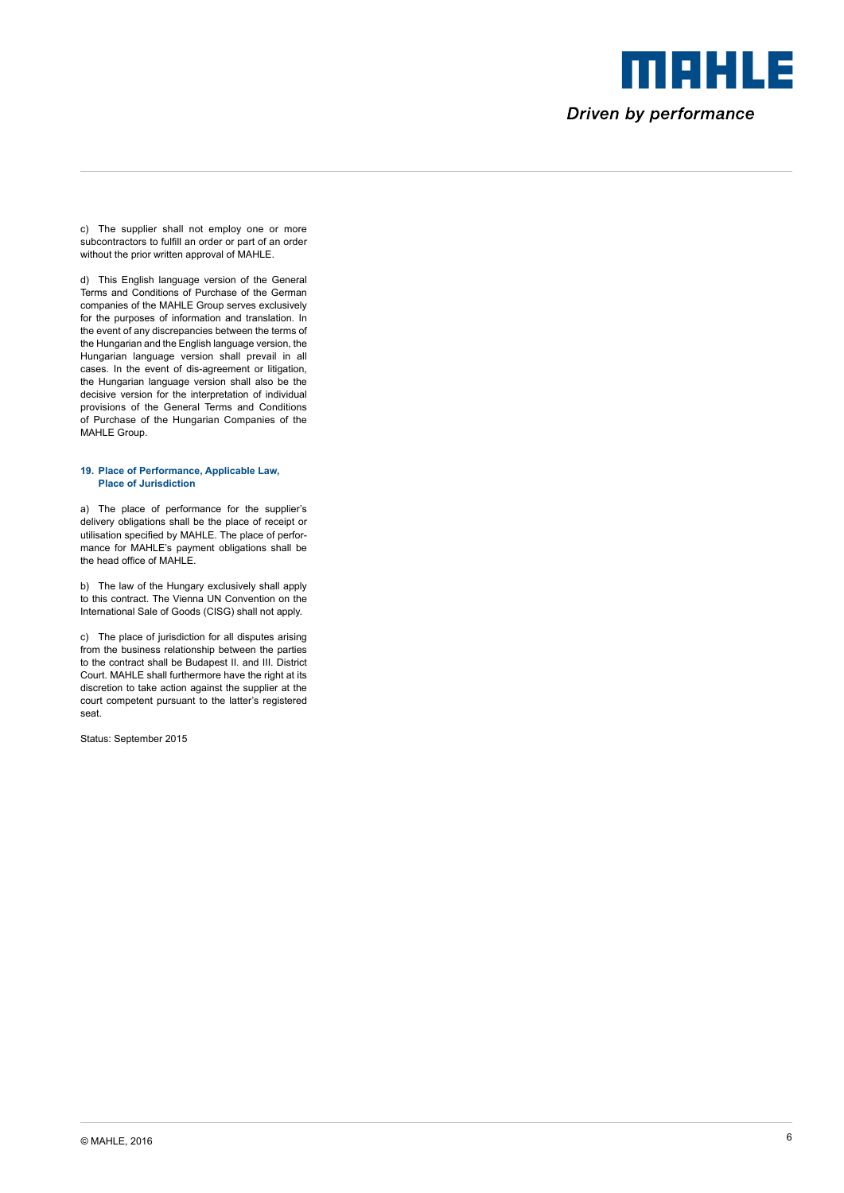c) The supplier shall not employ one or more subcontractors to fulfill an order or part of an order without the prior written approval of MAHLE.

d) This English language version of the General Terms and Conditions of Purchase of the German companies of the MAHLE Group serves exclusively for the purposes of information and translation. In the event of any discrepancies between the terms of the Hungarian and the English language version, the Hungarian language version shall prevail in all cases. In the event of dis-agreement or litigation, the Hungarian language version shall also be the decisive version for the interpretation of individual provisions of the General Terms and Conditions of Purchase of the Hungarian Companies of the MAHLE Group.

## 19. Place of Performance, Applicable Law, Place of Jurisdiction

a) The place of performance for the supplier's delivery obligations shall be the place of receipt or utilisation specified by MAHLE. The place of performance for MAHLE's payment obligations shall be the head office of MAHLE.

b) The law of the Hungary exclusively shall apply to this contract. The Vienna UN Convention on the International Sale of Goods (CISG) shall not apply.

c) The place of jurisdiction for all disputes arising from the business relationship between the parties to the contract shall be Budapest II. and III. District Court. MAHLE shall furthermore have the right at its discretion to take action against the supplier at the court competent pursuant to the latter's registered seat.

Status: September 2015